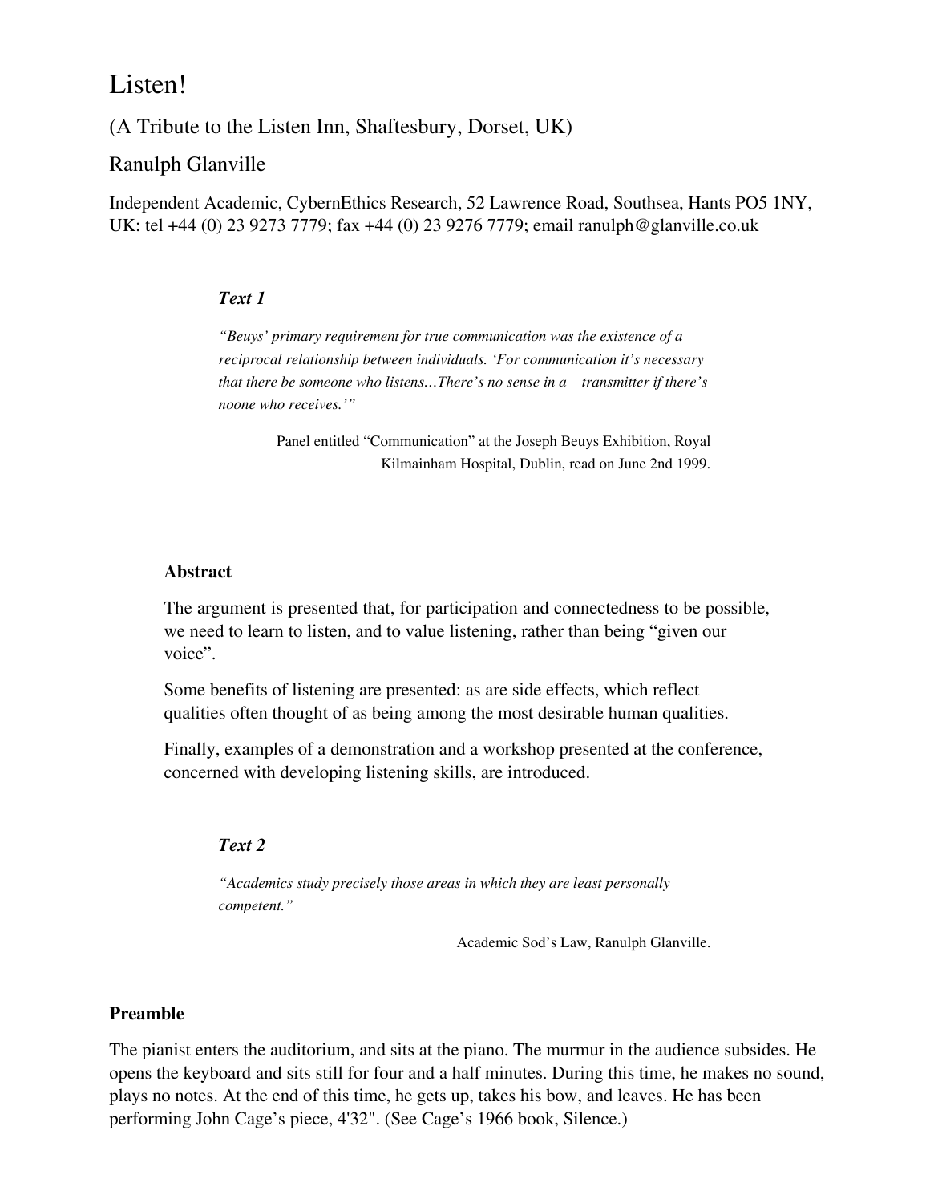# Listen!

## (A Tribute to the Listen Inn, Shaftesbury, Dorset, UK)

## Ranulph Glanville

Independent Academic, CybernEthics Research, 52 Lawrence Road, Southsea, Hants PO5 1NY, UK: tel +44 (0) 23 9273 7779; fax +44 (0) 23 9276 7779; email ranulph@glanville.co.uk

> ***Text 1***
>
> *"Beuys' primary requirement for true communication was the existence of a reciprocal relationship between individuals. 'For communication it's necessary that there be someone who listens…There's no sense in a transmitter if there's noone who receives.'"*
>
> Panel entitled "Communication" at the Joseph Beuys Exhibition, Royal Kilmainham Hospital, Dublin, read on June 2nd 1999.

**Abstract**

The argument is presented that, for participation and connectedness to be possible, we need to learn to listen, and to value listening, rather than being "given our voice".

Some benefits of listening are presented: as are side effects, which reflect qualities often thought of as being among the most desirable human qualities.

Finally, examples of a demonstration and a workshop presented at the conference, concerned with developing listening skills, are introduced.

> ***Text 2***
>
> *"Academics study precisely those areas in which they are least personally competent."*
>
> Academic Sod's Law, Ranulph Glanville.

**Preamble**

The pianist enters the auditorium, and sits at the piano. The murmur in the audience subsides. He opens the keyboard and sits still for four and a half minutes. During this time, he makes no sound, plays no notes. At the end of this time, he gets up, takes his bow, and leaves. He has been performing John Cage's piece, 4'32". (See Cage's 1966 book, Silence.)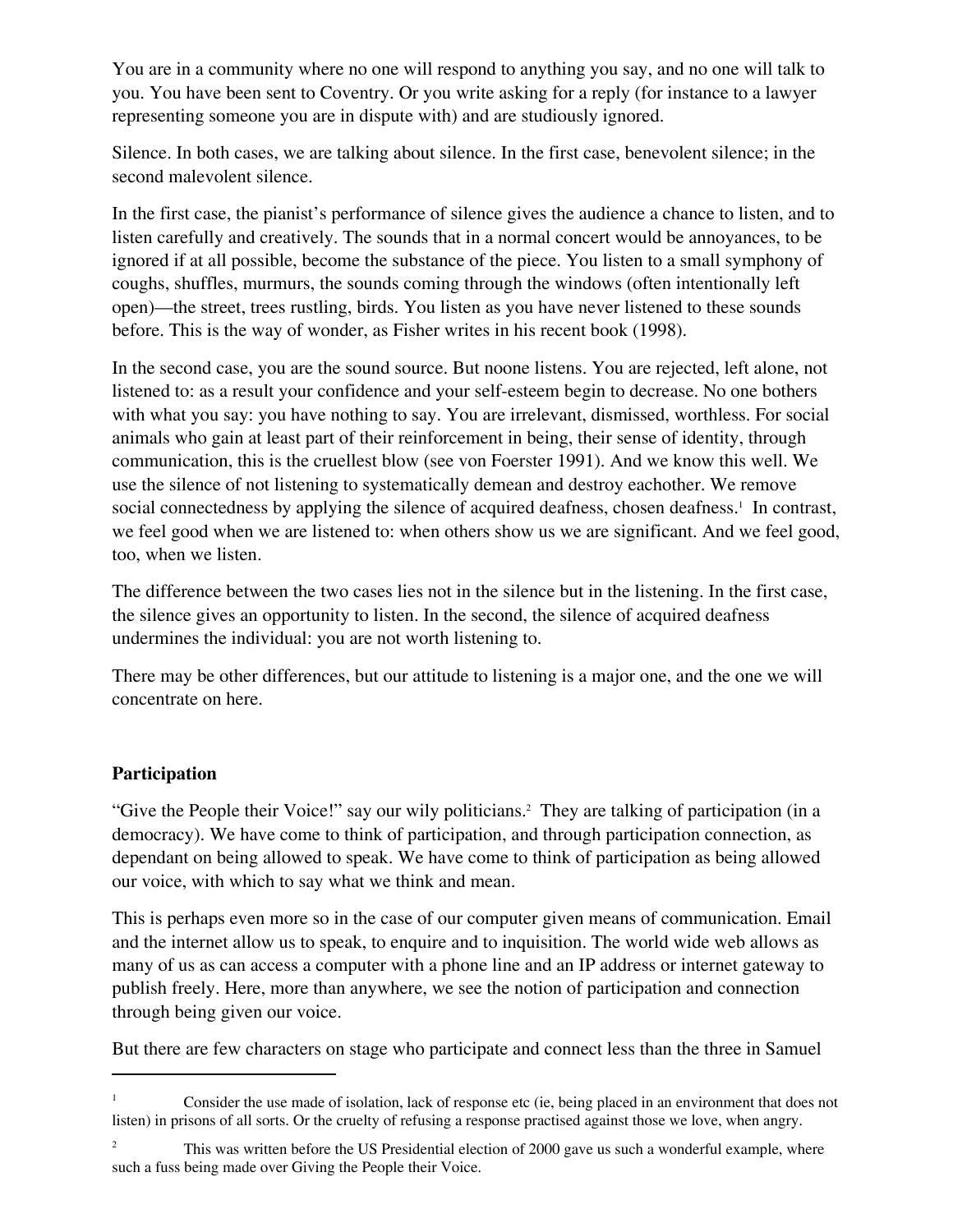You are in a community where no one will respond to anything you say, and no one will talk to you. You have been sent to Coventry. Or you write asking for a reply (for instance to a lawyer representing someone you are in dispute with) and are studiously ignored.

Silence. In both cases, we are talking about silence. In the first case, benevolent silence; in the second malevolent silence.

In the first case, the pianist's performance of silence gives the audience a chance to listen, and to listen carefully and creatively. The sounds that in a normal concert would be annoyances, to be ignored if at all possible, become the substance of the piece. You listen to a small symphony of coughs, shuffles, murmurs, the sounds coming through the windows (often intentionally left open)—the street, trees rustling, birds. You listen as you have never listened to these sounds before. This is the way of wonder, as Fisher writes in his recent book (1998).

In the second case, you are the sound source. But noone listens. You are rejected, left alone, not listened to: as a result your confidence and your self-esteem begin to decrease. No one bothers with what you say: you have nothing to say. You are irrelevant, dismissed, worthless. For social animals who gain at least part of their reinforcement in being, their sense of identity, through communication, this is the cruellest blow (see von Foerster 1991). And we know this well. We use the silence of not listening to systematically demean and destroy eachother. We remove social connectedness by applying the silence of acquired deafness, chosen deafness.[1] In contrast, we feel good when we are listened to: when others show us we are significant. And we feel good, too, when we listen.

The difference between the two cases lies not in the silence but in the listening. In the first case, the silence gives an opportunity to listen. In the second, the silence of acquired deafness undermines the individual: you are not worth listening to.

There may be other differences, but our attitude to listening is a major one, and the one we will concentrate on here.

## Participation

"Give the People their Voice!" say our wily politicians.[2] They are talking of participation (in a democracy). We have come to think of participation, and through participation connection, as dependant on being allowed to speak. We have come to think of participation as being allowed our voice, with which to say what we think and mean.

This is perhaps even more so in the case of our computer given means of communication. Email and the internet allow us to speak, to enquire and to inquisition. The world wide web allows as many of us as can access a computer with a phone line and an IP address or internet gateway to publish freely. Here, more than anywhere, we see the notion of participation and connection through being given our voice.

But there are few characters on stage who participate and connect less than the three in Samuel

---

[1] Consider the use made of isolation, lack of response etc (ie, being placed in an environment that does not listen) in prisons of all sorts. Or the cruelty of refusing a response practised against those we love, when angry.

[2] This was written before the US Presidential election of 2000 gave us such a wonderful example, where such a fuss being made over Giving the People their Voice.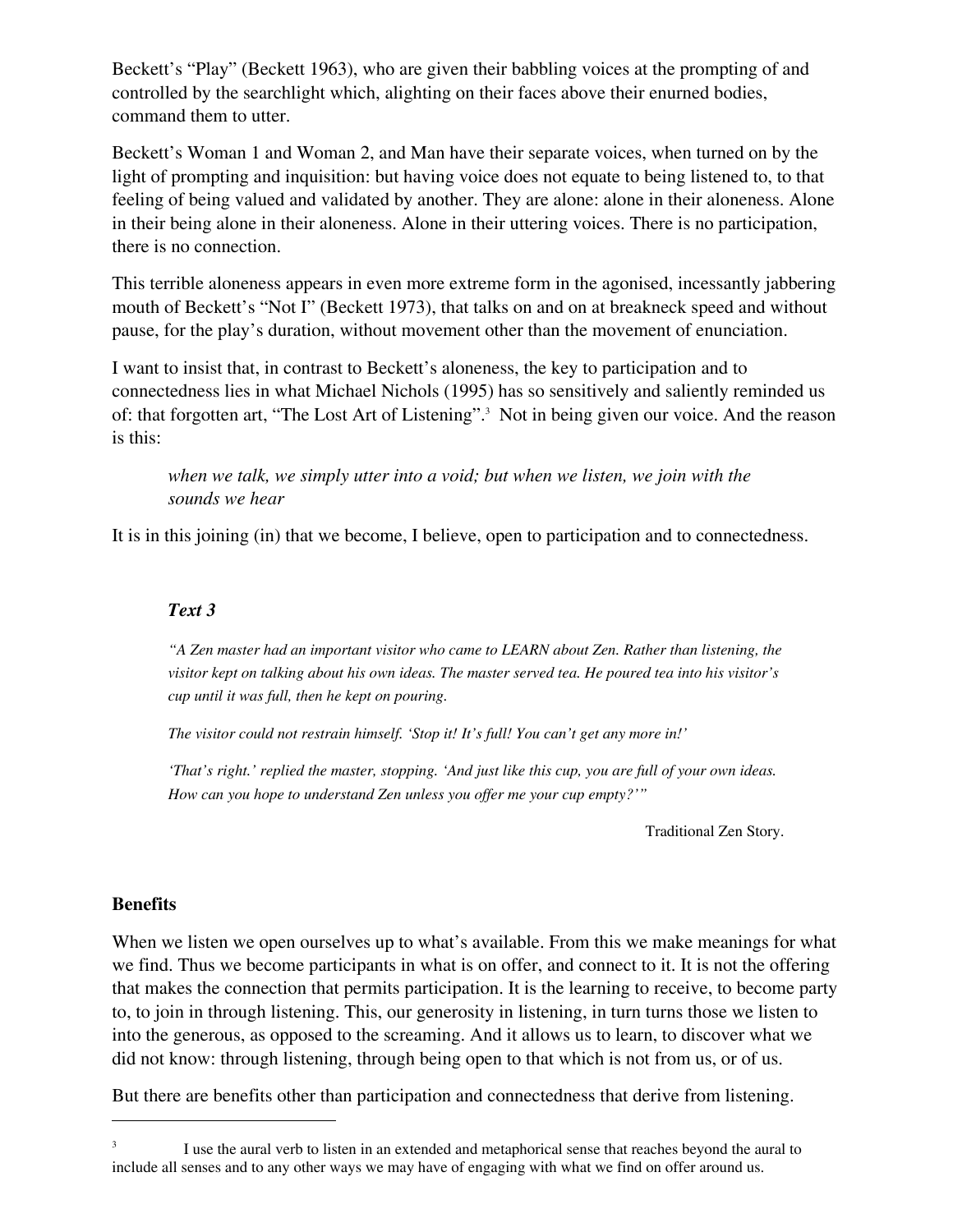Beckett's "Play" (Beckett 1963), who are given their babbling voices at the prompting of and controlled by the searchlight which, alighting on their faces above their enurned bodies, command them to utter.

Beckett's Woman 1 and Woman 2, and Man have their separate voices, when turned on by the light of prompting and inquisition: but having voice does not equate to being listened to, to that feeling of being valued and validated by another. They are alone: alone in their aloneness. Alone in their being alone in their aloneness. Alone in their uttering voices. There is no participation, there is no connection.

This terrible aloneness appears in even more extreme form in the agonised, incessantly jabbering mouth of Beckett's "Not I" (Beckett 1973), that talks on and on at breakneck speed and without pause, for the play's duration, without movement other than the movement of enunciation.

I want to insist that, in contrast to Beckett's aloneness, the key to participation and to connectedness lies in what Michael Nichols (1995) has so sensitively and saliently reminded us of: that forgotten art, "The Lost Art of Listening".[3] Not in being given our voice. And the reason is this:

> *when we talk, we simply utter into a void; but when we listen, we join with the sounds we hear*

It is in this joining (in) that we become, I believe, open to participation and to connectedness.

### *Text 3*

> *"A Zen master had an important visitor who came to LEARN about Zen. Rather than listening, the visitor kept on talking about his own ideas. The master served tea. He poured tea into his visitor's cup until it was full, then he kept on pouring.*
>
> *The visitor could not restrain himself. 'Stop it! It's full! You can't get any more in!'*
>
> *'That's right.' replied the master, stopping. 'And just like this cup, you are full of your own ideas. How can you hope to understand Zen unless you offer me your cup empty?'"*
>
> Traditional Zen Story.

## Benefits

When we listen we open ourselves up to what's available. From this we make meanings for what we find. Thus we become participants in what is on offer, and connect to it. It is not the offering that makes the connection that permits participation. It is the learning to receive, to become party to, to join in through listening. This, our generosity in listening, in turn turns those we listen to into the generous, as opposed to the screaming. And it allows us to learn, to discover what we did not know: through listening, through being open to that which is not from us, or of us.

But there are benefits other than participation and connectedness that derive from listening.

---

[3] I use the aural verb to listen in an extended and metaphorical sense that reaches beyond the aural to include all senses and to any other ways we may have of engaging with what we find on offer around us.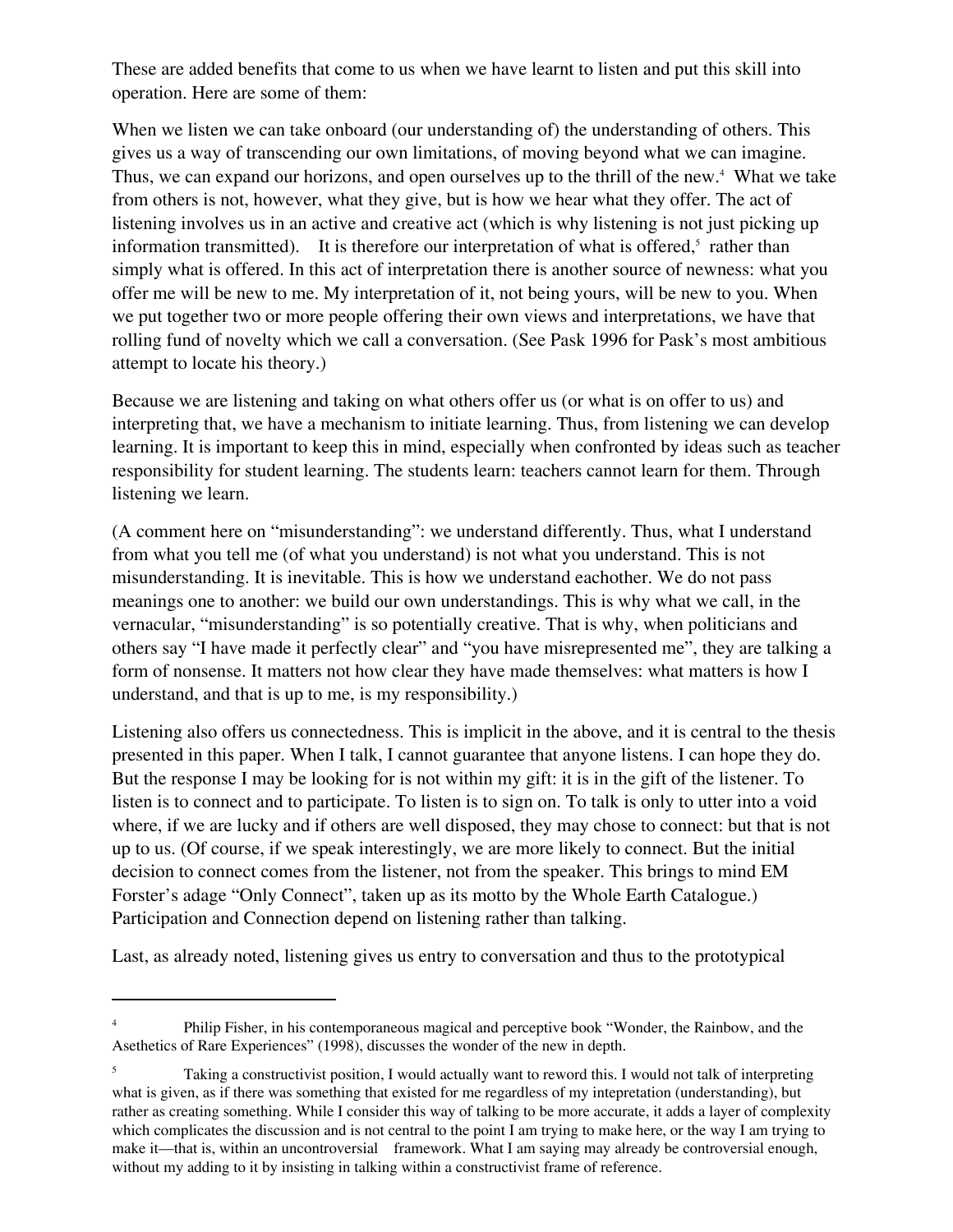These are added benefits that come to us when we have learnt to listen and put this skill into operation. Here are some of them:

When we listen we can take onboard (our understanding of) the understanding of others. This gives us a way of transcending our own limitations, of moving beyond what we can imagine. Thus, we can expand our horizons, and open ourselves up to the thrill of the new.[4] What we take from others is not, however, what they give, but is how we hear what they offer. The act of listening involves us in an active and creative act (which is why listening is not just picking up information transmitted). It is therefore our interpretation of what is offered,[5] rather than simply what is offered. In this act of interpretation there is another source of newness: what you offer me will be new to me. My interpretation of it, not being yours, will be new to you. When we put together two or more people offering their own views and interpretations, we have that rolling fund of novelty which we call a conversation. (See Pask 1996 for Pask's most ambitious attempt to locate his theory.)

Because we are listening and taking on what others offer us (or what is on offer to us) and interpreting that, we have a mechanism to initiate learning. Thus, from listening we can develop learning. It is important to keep this in mind, especially when confronted by ideas such as teacher responsibility for student learning. The students learn: teachers cannot learn for them. Through listening we learn.

(A comment here on "misunderstanding": we understand differently. Thus, what I understand from what you tell me (of what you understand) is not what you understand. This is not misunderstanding. It is inevitable. This is how we understand eachother. We do not pass meanings one to another: we build our own understandings. This is why what we call, in the vernacular, "misunderstanding" is so potentially creative. That is why, when politicians and others say "I have made it perfectly clear" and "you have misrepresented me", they are talking a form of nonsense. It matters not how clear they have made themselves: what matters is how I understand, and that is up to me, is my responsibility.)

Listening also offers us connectedness. This is implicit in the above, and it is central to the thesis presented in this paper. When I talk, I cannot guarantee that anyone listens. I can hope they do. But the response I may be looking for is not within my gift: it is in the gift of the listener. To listen is to connect and to participate. To listen is to sign on. To talk is only to utter into a void where, if we are lucky and if others are well disposed, they may chose to connect: but that is not up to us. (Of course, if we speak interestingly, we are more likely to connect. But the initial decision to connect comes from the listener, not from the speaker. This brings to mind EM Forster's adage "Only Connect", taken up as its motto by the Whole Earth Catalogue.) Participation and Connection depend on listening rather than talking.

Last, as already noted, listening gives us entry to conversation and thus to the prototypical

---

[4] Philip Fisher, in his contemporaneous magical and perceptive book "Wonder, the Rainbow, and the Asethetics of Rare Experiences" (1998), discusses the wonder of the new in depth.

[5] Taking a constructivist position, I would actually want to reword this. I would not talk of interpreting what is given, as if there was something that existed for me regardless of my intepretation (understanding), but rather as creating something. While I consider this way of talking to be more accurate, it adds a layer of complexity which complicates the discussion and is not central to the point I am trying to make here, or the way I am trying to make it—that is, within an uncontroversial framework. What I am saying may already be controversial enough, without my adding to it by insisting in talking within a constructivist frame of reference.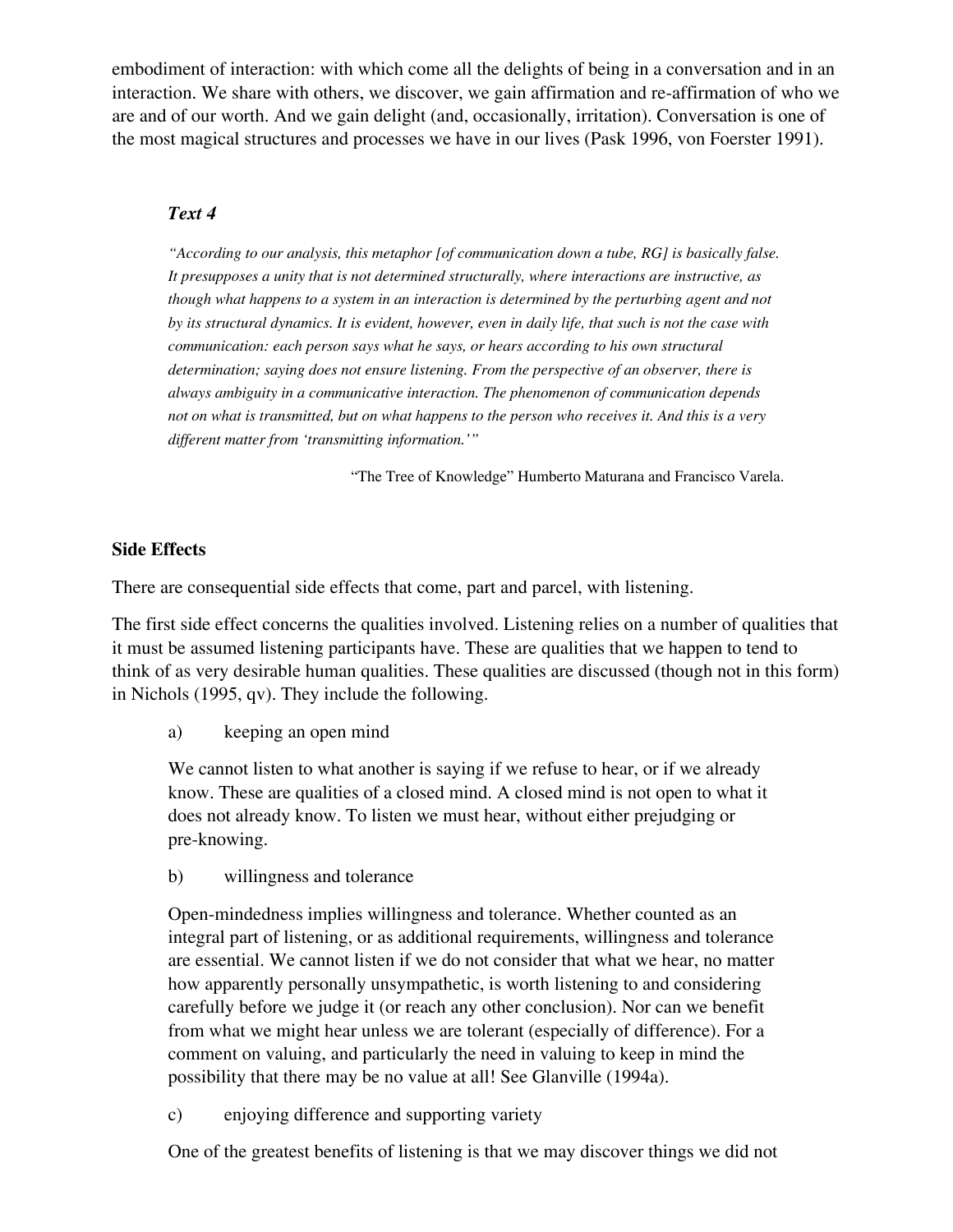embodiment of interaction: with which come all the delights of being in a conversation and in an interaction. We share with others, we discover, we gain affirmation and re-affirmation of who we are and of our worth. And we gain delight (and, occasionally, irritation). Conversation is one of the most magical structures and processes we have in our lives (Pask 1996, von Foerster 1991).

### *Text 4*

> *"According to our analysis, this metaphor [of communication down a tube, RG] is basically false. It presupposes a unity that is not determined structurally, where interactions are instructive, as though what happens to a system in an interaction is determined by the perturbing agent and not by its structural dynamics. It is evident, however, even in daily life, that such is not the case with communication: each person says what he says, or hears according to his own structural determination; saying does not ensure listening. From the perspective of an observer, there is always ambiguity in a communicative interaction. The phenomenon of communication depends not on what is transmitted, but on what happens to the person who receives it. And this is a very different matter from 'transmitting information.'"*
>
> "The Tree of Knowledge" Humberto Maturana and Francisco Varela.

## Side Effects

There are consequential side effects that come, part and parcel, with listening.

The first side effect concerns the qualities involved. Listening relies on a number of qualities that it must be assumed listening participants have. These are qualities that we happen to tend to think of as very desirable human qualities. These qualities are discussed (though not in this form) in Nichols (1995, qv). They include the following.

a) keeping an open mind

We cannot listen to what another is saying if we refuse to hear, or if we already know. These are qualities of a closed mind. A closed mind is not open to what it does not already know. To listen we must hear, without either prejudging or pre-knowing.

b) willingness and tolerance

Open-mindedness implies willingness and tolerance. Whether counted as an integral part of listening, or as additional requirements, willingness and tolerance are essential. We cannot listen if we do not consider that what we hear, no matter how apparently personally unsympathetic, is worth listening to and considering carefully before we judge it (or reach any other conclusion). Nor can we benefit from what we might hear unless we are tolerant (especially of difference). For a comment on valuing, and particularly the need in valuing to keep in mind the possibility that there may be no value at all! See Glanville (1994a).

c) enjoying difference and supporting variety

One of the greatest benefits of listening is that we may discover things we did not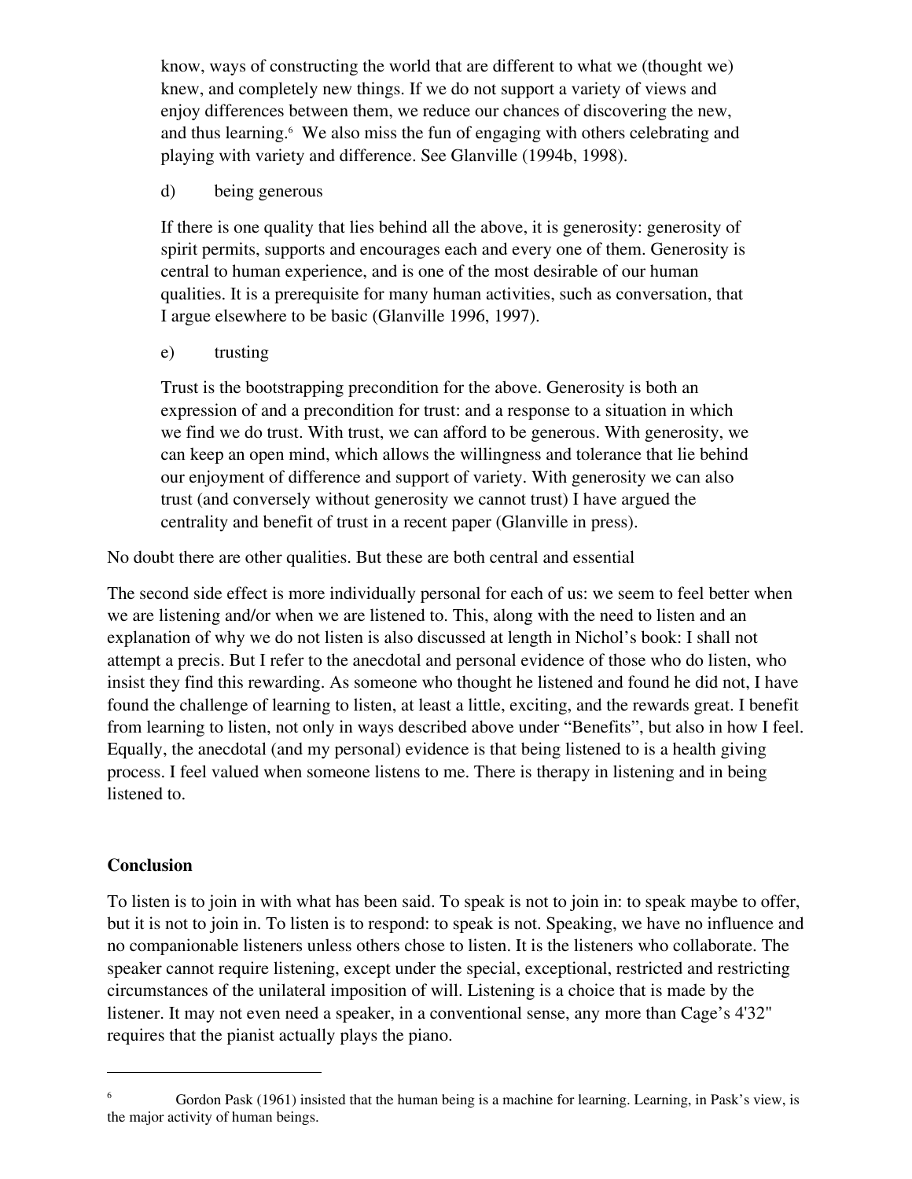know, ways of constructing the world that are different to what we (thought we) knew, and completely new things. If we do not support a variety of views and enjoy differences between them, we reduce our chances of discovering the new, and thus learning.[6] We also miss the fun of engaging with others celebrating and playing with variety and difference. See Glanville (1994b, 1998).

d) being generous

If there is one quality that lies behind all the above, it is generosity: generosity of spirit permits, supports and encourages each and every one of them. Generosity is central to human experience, and is one of the most desirable of our human qualities. It is a prerequisite for many human activities, such as conversation, that I argue elsewhere to be basic (Glanville 1996, 1997).

e) trusting

Trust is the bootstrapping precondition for the above. Generosity is both an expression of and a precondition for trust: and a response to a situation in which we find we do trust. With trust, we can afford to be generous. With generosity, we can keep an open mind, which allows the willingness and tolerance that lie behind our enjoyment of difference and support of variety. With generosity we can also trust (and conversely without generosity we cannot trust) I have argued the centrality and benefit of trust in a recent paper (Glanville in press).

No doubt there are other qualities. But these are both central and essential

The second side effect is more individually personal for each of us: we seem to feel better when we are listening and/or when we are listened to. This, along with the need to listen and an explanation of why we do not listen is also discussed at length in Nichol's book: I shall not attempt a precis. But I refer to the anecdotal and personal evidence of those who do listen, who insist they find this rewarding. As someone who thought he listened and found he did not, I have found the challenge of learning to listen, at least a little, exciting, and the rewards great. I benefit from learning to listen, not only in ways described above under "Benefits", but also in how I feel. Equally, the anecdotal (and my personal) evidence is that being listened to is a health giving process. I feel valued when someone listens to me. There is therapy in listening and in being listened to.

## Conclusion

To listen is to join in with what has been said. To speak is not to join in: to speak maybe to offer, but it is not to join in. To listen is to respond: to speak is not. Speaking, we have no influence and no companionable listeners unless others chose to listen. It is the listeners who collaborate. The speaker cannot require listening, except under the special, exceptional, restricted and restricting circumstances of the unilateral imposition of will. Listening is a choice that is made by the listener. It may not even need a speaker, in a conventional sense, any more than Cage's 4'32" requires that the pianist actually plays the piano.

---

[6] Gordon Pask (1961) insisted that the human being is a machine for learning. Learning, in Pask's view, is the major activity of human beings.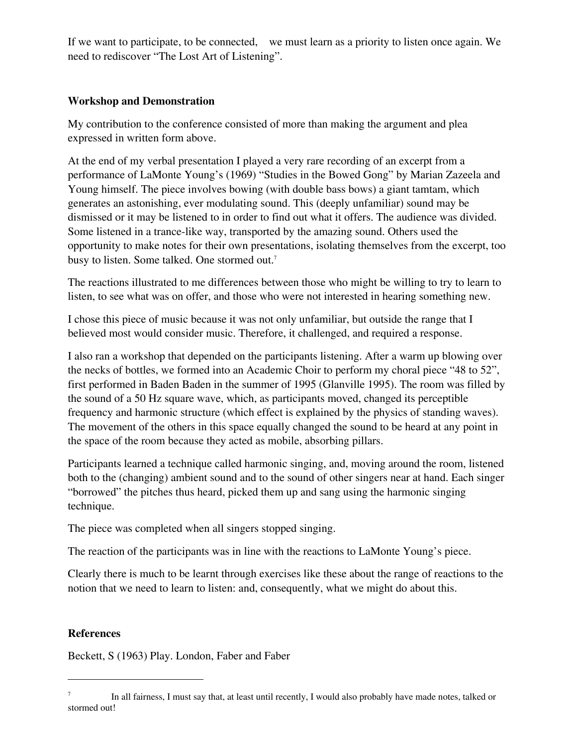If we want to participate, to be connected,  we must learn as a priority to listen once again. We need to rediscover "The Lost Art of Listening".

**Workshop and Demonstration**

My contribution to the conference consisted of more than making the argument and plea expressed in written form above.

At the end of my verbal presentation I played a very rare recording of an excerpt from a performance of LaMonte Young's (1969) "Studies in the Bowed Gong" by Marian Zazeela and Young himself. The piece involves bowing (with double bass bows) a giant tamtam, which generates an astonishing, ever modulating sound. This (deeply unfamiliar) sound may be dismissed or it may be listened to in order to find out what it offers. The audience was divided. Some listened in a trance-like way, transported by the amazing sound. Others used the opportunity to make notes for their own presentations, isolating themselves from the excerpt, too busy to listen. Some talked. One stormed out.[7]

The reactions illustrated to me differences between those who might be willing to try to learn to listen, to see what was on offer, and those who were not interested in hearing something new.

I chose this piece of music because it was not only unfamiliar, but outside the range that I believed most would consider music. Therefore, it challenged, and required a response.

I also ran a workshop that depended on the participants listening. After a warm up blowing over the necks of bottles, we formed into an Academic Choir to perform my choral piece "48 to 52", first performed in Baden Baden in the summer of 1995 (Glanville 1995). The room was filled by the sound of a 50 Hz square wave, which, as participants moved, changed its perceptible frequency and harmonic structure (which effect is explained by the physics of standing waves). The movement of the others in this space equally changed the sound to be heard at any point in the space of the room because they acted as mobile, absorbing pillars.

Participants learned a technique called harmonic singing, and, moving around the room, listened both to the (changing) ambient sound and to the sound of other singers near at hand. Each singer "borrowed" the pitches thus heard, picked them up and sang using the harmonic singing technique.

The piece was completed when all singers stopped singing.

The reaction of the participants was in line with the reactions to LaMonte Young's piece.

Clearly there is much to be learnt through exercises like these about the range of reactions to the notion that we need to learn to listen: and, consequently, what we might do about this.

**References**

Beckett, S (1963) Play. London, Faber and Faber

---

[7] In all fairness, I must say that, at least until recently, I would also probably have made notes, talked or stormed out!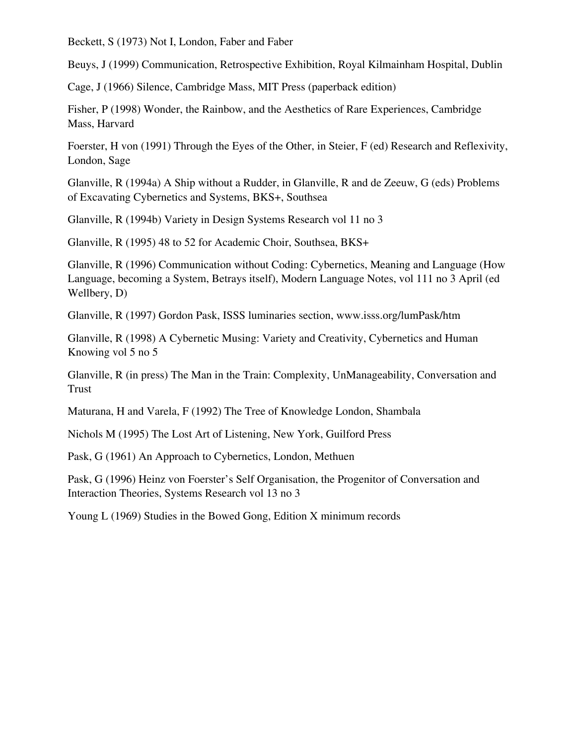Beckett, S (1973) Not I, London, Faber and Faber

Beuys, J (1999) Communication, Retrospective Exhibition, Royal Kilmainham Hospital, Dublin

Cage, J (1966) Silence, Cambridge Mass, MIT Press (paperback edition)

Fisher, P (1998) Wonder, the Rainbow, and the Aesthetics of Rare Experiences, Cambridge Mass, Harvard

Foerster, H von (1991) Through the Eyes of the Other, in Steier, F (ed) Research and Reflexivity, London, Sage

Glanville, R (1994a) A Ship without a Rudder, in Glanville, R and de Zeeuw, G (eds) Problems of Excavating Cybernetics and Systems, BKS+, Southsea

Glanville, R (1994b) Variety in Design Systems Research vol 11 no 3

Glanville, R (1995) 48 to 52 for Academic Choir, Southsea, BKS+

Glanville, R (1996) Communication without Coding: Cybernetics, Meaning and Language (How Language, becoming a System, Betrays itself), Modern Language Notes, vol 111 no 3 April (ed Wellbery, D)

Glanville, R (1997) Gordon Pask, ISSS luminaries section, www.isss.org/lumPask/htm

Glanville, R (1998) A Cybernetic Musing: Variety and Creativity, Cybernetics and Human Knowing vol 5 no 5

Glanville, R (in press) The Man in the Train: Complexity, UnManageability, Conversation and Trust

Maturana, H and Varela, F (1992) The Tree of Knowledge London, Shambala

Nichols M (1995) The Lost Art of Listening, New York, Guilford Press

Pask, G (1961) An Approach to Cybernetics, London, Methuen

Pask, G (1996) Heinz von Foerster's Self Organisation, the Progenitor of Conversation and Interaction Theories, Systems Research vol 13 no 3

Young L (1969) Studies in the Bowed Gong, Edition X minimum records